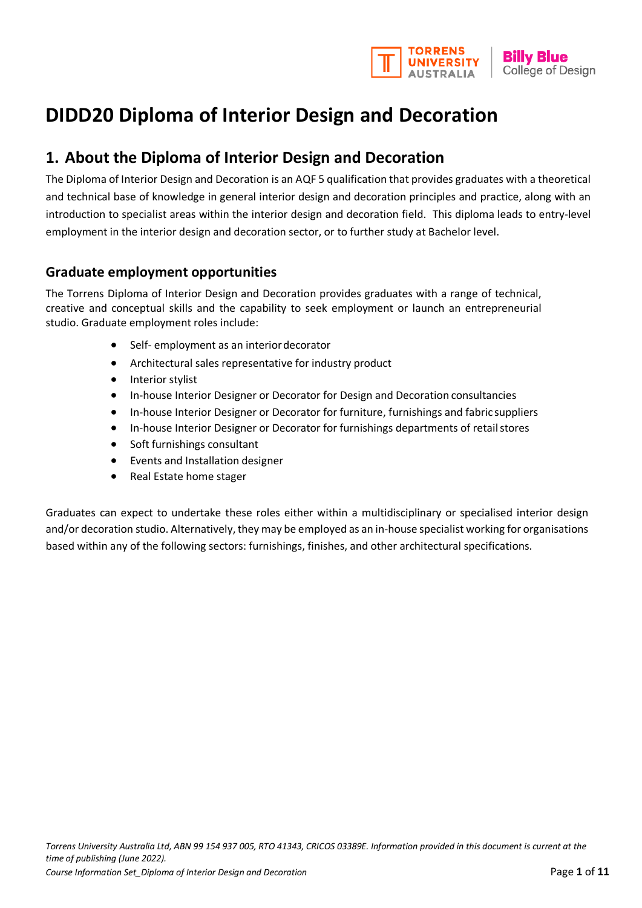# DIDD20 Diploma of Interior Design and Decoration

## 1. About the Diploma of Interior Design and Decoration

The Diploma of Interior Design and Decoration is an AQF 5 qualification that provides graduates with a theoretical and technical base of knowledge in general interior design and decoration principles and practice, along with an introduction to specialist areas within the interior design and decoration field. This diploma leads to entry-level employment in the interior design and decoration sector, or to further study at Bachelor level.

### Graduate employment opportunities

The Torrens Diploma of Interior Design and Decoration provides graduates with a range of technical, creative and conceptual skills and the capability to seek employment or launch an entrepreneurial studio. Graduate employment roles include:

- Self- employment as an interior decorator
- Architectural sales representative for industry product
- Interior stylist
- In-house Interior Designer or Decorator for Design and Decoration consultancies
- In-house Interior Designer or Decorator for furniture, furnishings and fabric suppliers
- In-house Interior Designer or Decorator for furnishings departments of retail stores
- Soft furnishings consultant
- Events and Installation designer
- Real Estate home stager

Graduates can expect to undertake these roles either within a multidisciplinary or specialised interior design and/or decoration studio. Alternatively, they may be employed as an in-house specialist working for organisations based within any of the following sectors: furnishings, finishes, and other architectural specifications.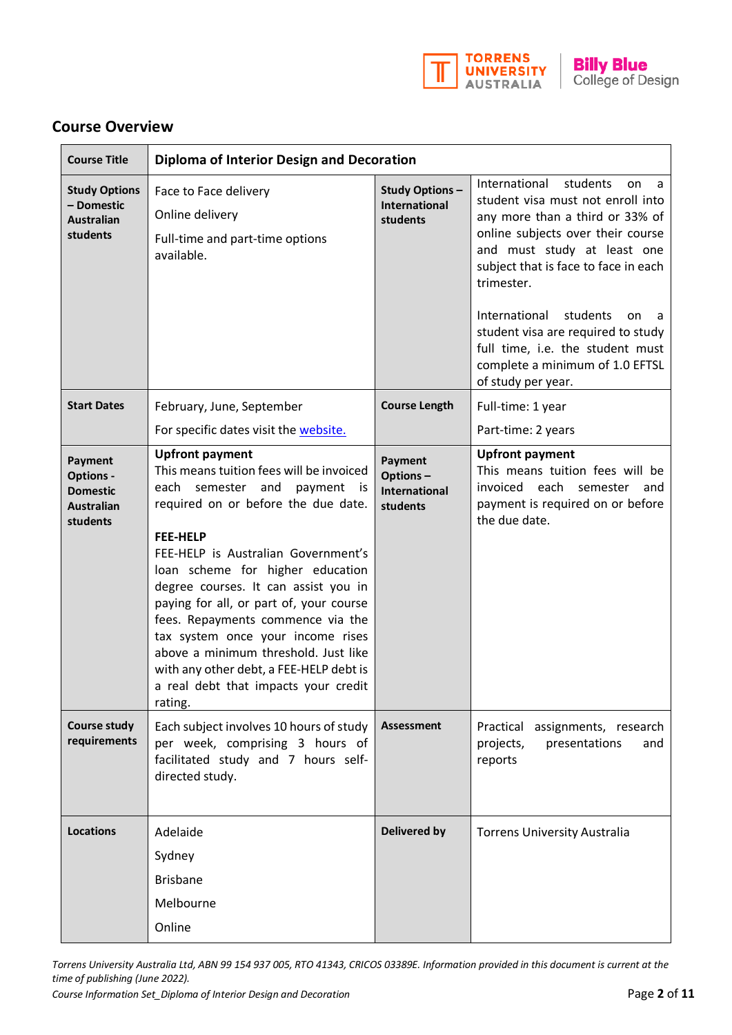## Course Overview

| Course Title | Diploma of Interior Design and Decoration | | |
|---|---|---|---|
| **Study Options – Domestic Australian students** | Face to Face delivery<br><br>Online delivery<br><br>Full-time and part-time options available. | **Study Options – International students** | International students on a student visa must not enroll into any more than a third or 33% of online subjects over their course and must study at least one subject that is face to face in each trimester.<br><br>International students on a student visa are required to study full time, i.e. the student must complete a minimum of 1.0 EFTSL of study per year. |
| **Start Dates** | February, June, September<br><br>For specific dates visit the website. | **Course Length** | Full-time: 1 year<br><br>Part-time: 2 years |
| **Payment Options - Domestic Australian students** | **Upfront payment**<br>This means tuition fees will be invoiced each semester and payment is required on or before the due date.<br><br>**FEE-HELP**<br>FEE-HELP is Australian Government's loan scheme for higher education degree courses. It can assist you in paying for all, or part of, your course fees. Repayments commence via the tax system once your income rises above a minimum threshold. Just like with any other debt, a FEE-HELP debt is a real debt that impacts your credit rating. | **Payment Options – International students** | **Upfront payment**<br>This means tuition fees will be invoiced each semester and payment is required on or before the due date. |
| **Course study requirements** | Each subject involves 10 hours of study per week, comprising 3 hours of facilitated study and 7 hours self-directed study. | **Assessment** | Practical assignments, research projects, presentations and reports |
| **Locations** | Adelaide<br><br>Sydney<br><br>Brisbane<br><br>Melbourne<br><br>Online | **Delivered by** | Torrens University Australia |

*Torrens University Australia Ltd, ABN 99 154 937 005, RTO 41343, CRICOS 03389E. Information provided in this document is current at the time of publishing (June 2022).*

*Course Information Set_Diploma of Interior Design and Decoration*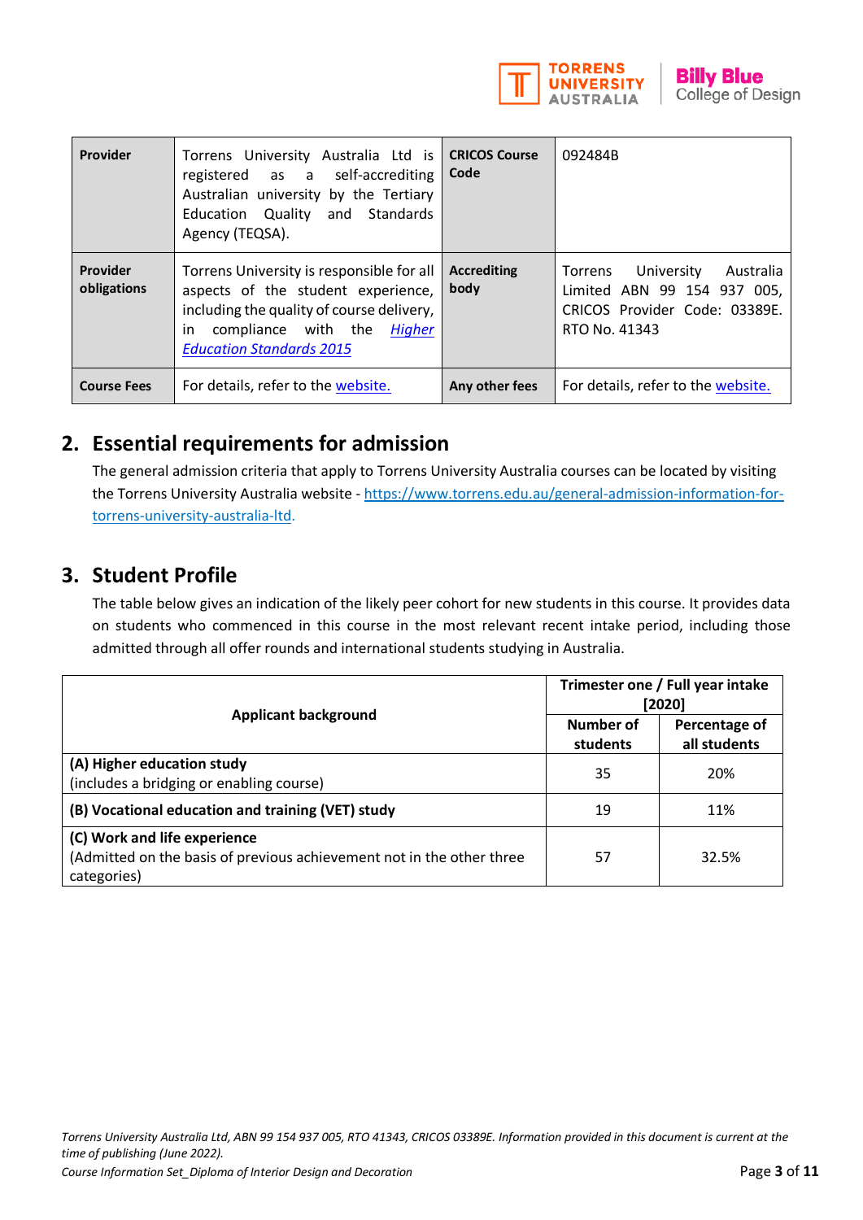| **Provider** | Torrens University Australia Ltd is registered as a self-accrediting Australian university by the Tertiary Education Quality and Standards Agency (TEQSA). | **CRICOS Course Code** | 092484B |
|---|---|---|---|
| **Provider obligations** | Torrens University is responsible for all aspects of the student experience, including the quality of course delivery, in compliance with the [*Higher Education Standards 2015*]() | **Accrediting body** | Torrens University Australia Limited ABN 99 154 937 005, CRICOS Provider Code: 03389E. RTO No. 41343 |
| **Course Fees** | For details, refer to the [website.]() | **Any other fees** | For details, refer to the [website.]() |

## 2. Essential requirements for admission

The general admission criteria that apply to Torrens University Australia courses can be located by visiting the Torrens University Australia website - [https://www.torrens.edu.au/general-admission-information-for-torrens-university-australia-ltd.](https://www.torrens.edu.au/general-admission-information-for-torrens-university-australia-ltd)

## 3. Student Profile

The table below gives an indication of the likely peer cohort for new students in this course. It provides data on students who commenced in this course in the most relevant recent intake period, including those admitted through all offer rounds and international students studying in Australia.

| **Applicant background** | **Trimester one / Full year intake [2020]** | |
|---|---|---|
| | **Number of students** | **Percentage of all students** |
| **(A) Higher education study** (includes a bridging or enabling course) | 35 | 20% |
| **(B) Vocational education and training (VET) study** | 19 | 11% |
| **(C) Work and life experience** (Admitted on the basis of previous achievement not in the other three categories) | 57 | 32.5% |

*Torrens University Australia Ltd, ABN 99 154 937 005, RTO 41343, CRICOS 03389E. Information provided in this document is current at the time of publishing (June 2022).*

*Course Information Set_Diploma of Interior Design and Decoration*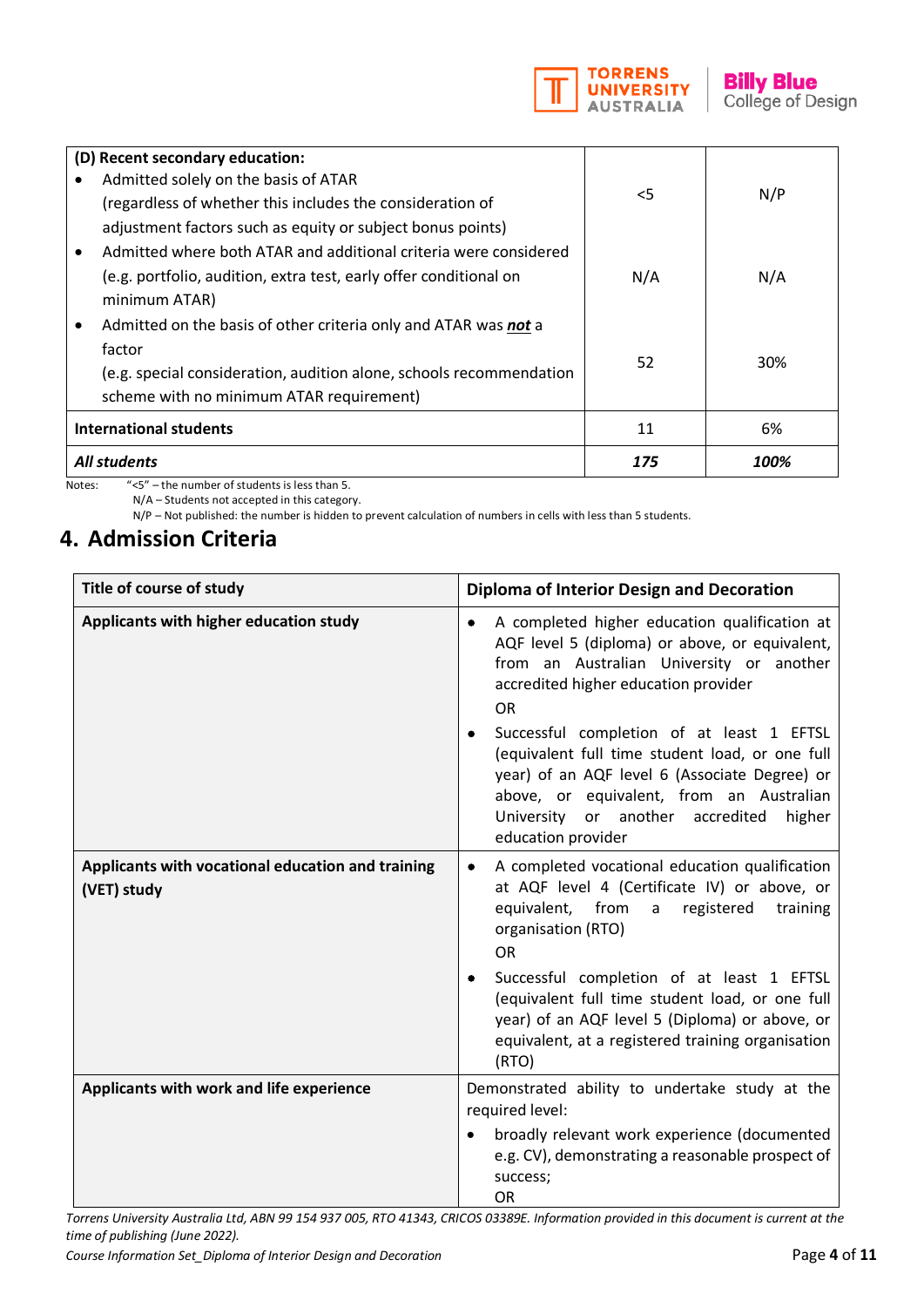| (D) Recent secondary education: | | |
|---|---|---|
| • Admitted solely on the basis of ATAR (regardless of whether this includes the consideration of adjustment factors such as equity or subject bonus points) | <5 | N/P |
| • Admitted where both ATAR and additional criteria were considered (e.g. portfolio, audition, extra test, early offer conditional on minimum ATAR) | N/A | N/A |
| • Admitted on the basis of other criteria only and ATAR was ***not*** a factor (e.g. special consideration, audition alone, schools recommendation scheme with no minimum ATAR requirement) | 52 | 30% |
| **International students** | 11 | 6% |
| ***All students*** | ***175*** | ***100%*** |

Notes: "<5" – the number of students is less than 5.
N/A – Students not accepted in this category.
N/P – Not published: the number is hidden to prevent calculation of numbers in cells with less than 5 students.

## 4. Admission Criteria

| **Title of course of study** | **Diploma of Interior Design and Decoration** |
|---|---|
| **Applicants with higher education study** | • A completed higher education qualification at AQF level 5 (diploma) or above, or equivalent, from an Australian University or another accredited higher education provider<br>OR<br>• Successful completion of at least 1 EFTSL (equivalent full time student load, or one full year) of an AQF level 6 (Associate Degree) or above, or equivalent, from an Australian University or another accredited higher education provider |
| **Applicants with vocational education and training (VET) study** | • A completed vocational education qualification at AQF level 4 (Certificate IV) or above, or equivalent, from a registered training organisation (RTO)<br>OR<br>• Successful completion of at least 1 EFTSL (equivalent full time student load, or one full year) of an AQF level 5 (Diploma) or above, or equivalent, at a registered training organisation (RTO) |
| **Applicants with work and life experience** | Demonstrated ability to undertake study at the required level:<br>• broadly relevant work experience (documented e.g. CV), demonstrating a reasonable prospect of success;<br>OR |

*Torrens University Australia Ltd, ABN 99 154 937 005, RTO 41343, CRICOS 03389E. Information provided in this document is current at the time of publishing (June 2022).*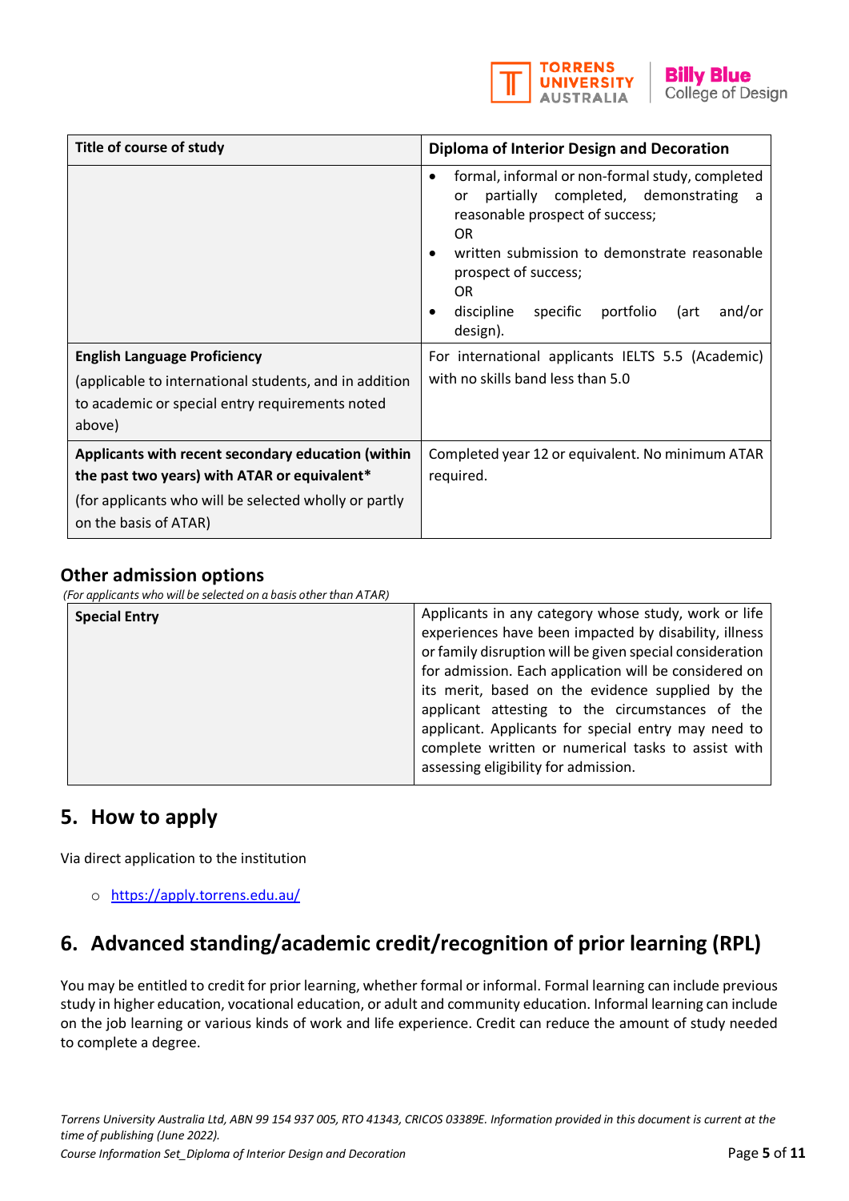| Title of course of study | Diplomа of Interior Design and Decoration |
|---|---|
| | • formal, informal or non-formal study, completed or partially completed, demonstrating a reasonable prospect of success;<br>OR<br>• written submission to demonstrate reasonable prospect of success;<br>OR<br>• discipline specific portfolio (art and/or design). |
| **English Language Proficiency**<br>(applicable to international students, and in addition to academic or special entry requirements noted above) | For international applicants IELTS 5.5 (Academic) with no skills band less than 5.0 |
| **Applicants with recent secondary education (within the past two years) with ATAR or equivalent***<br>(for applicants who will be selected wholly or partly on the basis of ATAR) | Completed year 12 or equivalent. No minimum ATAR required. |

## Other admission options

*(For applicants who will be selected on a basis other than ATAR)*

| Special Entry | Applicants in any category whose study, work or life experiences have been impacted by disability, illness or family disruption will be given special consideration for admission. Each application will be considered on its merit, based on the evidence supplied by the applicant attesting to the circumstances of the applicant. Applicants for special entry may need to complete written or numerical tasks to assist with assessing eligibility for admission. |
|---|---|

## 5. How to apply

Via direct application to the institution

- https://apply.torrens.edu.au/

## 6. Advanced standing/academic credit/recognition of prior learning (RPL)

You may be entitled to credit for prior learning, whether formal or informal. Formal learning can include previous study in higher education, vocational education, or adult and community education. Informal learning can include on the job learning or various kinds of work and life experience. Credit can reduce the amount of study needed to complete a degree.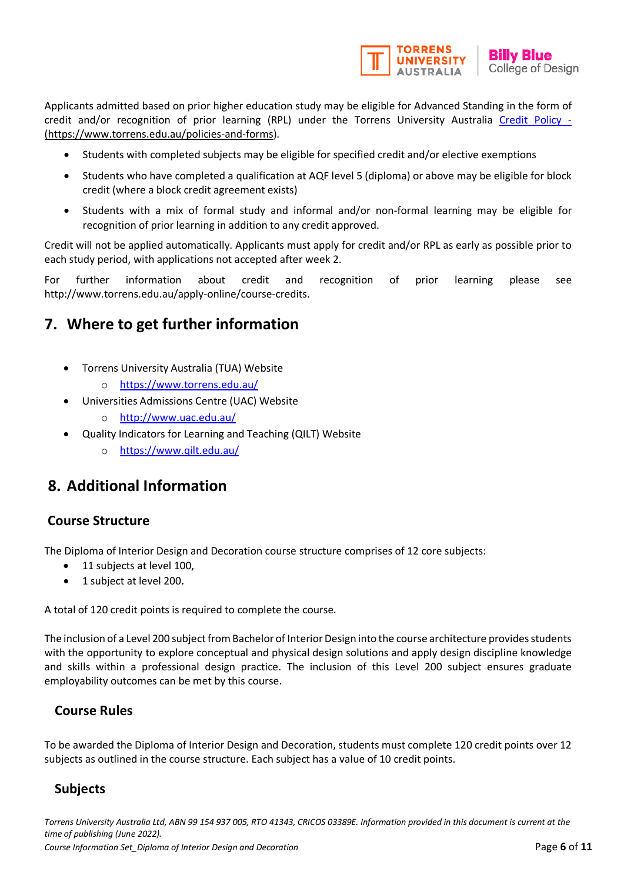Applicants admitted based on prior higher education study may be eligible for Advanced Standing in the form of credit and/or recognition of prior learning (RPL) under the Torrens University Australia [Credit Policy - (https://www.torrens.edu.au/policies-and-forms)](https://www.torrens.edu.au/policies-and-forms).

- Students with completed subjects may be eligible for specified credit and/or elective exemptions
- Students who have completed a qualification at AQF level 5 (diploma) or above may be eligible for block credit (where a block credit agreement exists)
- Students with a mix of formal study and informal and/or non-formal learning may be eligible for recognition of prior learning in addition to any credit approved.

Credit will not be applied automatically. Applicants must apply for credit and/or RPL as early as possible prior to each study period, with applications not accepted after week 2.

For further information about credit and recognition of prior learning please see http://www.torrens.edu.au/apply-online/course-credits.

## 7. Where to get further information

- Torrens University Australia (TUA) Website
  - https://www.torrens.edu.au/
- Universities Admissions Centre (UAC) Website
  - http://www.uac.edu.au/
- Quality Indicators for Learning and Teaching (QILT) Website
  - https://www.qilt.edu.au/

## 8. Additional Information

### Course Structure

The Diploma of Interior Design and Decoration course structure comprises of 12 core subjects:

- 11 subjects at level 100,
- 1 subject at level 200.

A total of 120 credit points is required to complete the course.

The inclusion of a Level 200 subject from Bachelor of Interior Design into the course architecture provides students with the opportunity to explore conceptual and physical design solutions and apply design discipline knowledge and skills within a professional design practice. The inclusion of this Level 200 subject ensures graduate employability outcomes can be met by this course.

### Course Rules

To be awarded the Diploma of Interior Design and Decoration, students must complete 120 credit points over 12 subjects as outlined in the course structure. Each subject has a value of 10 credit points.

### Subjects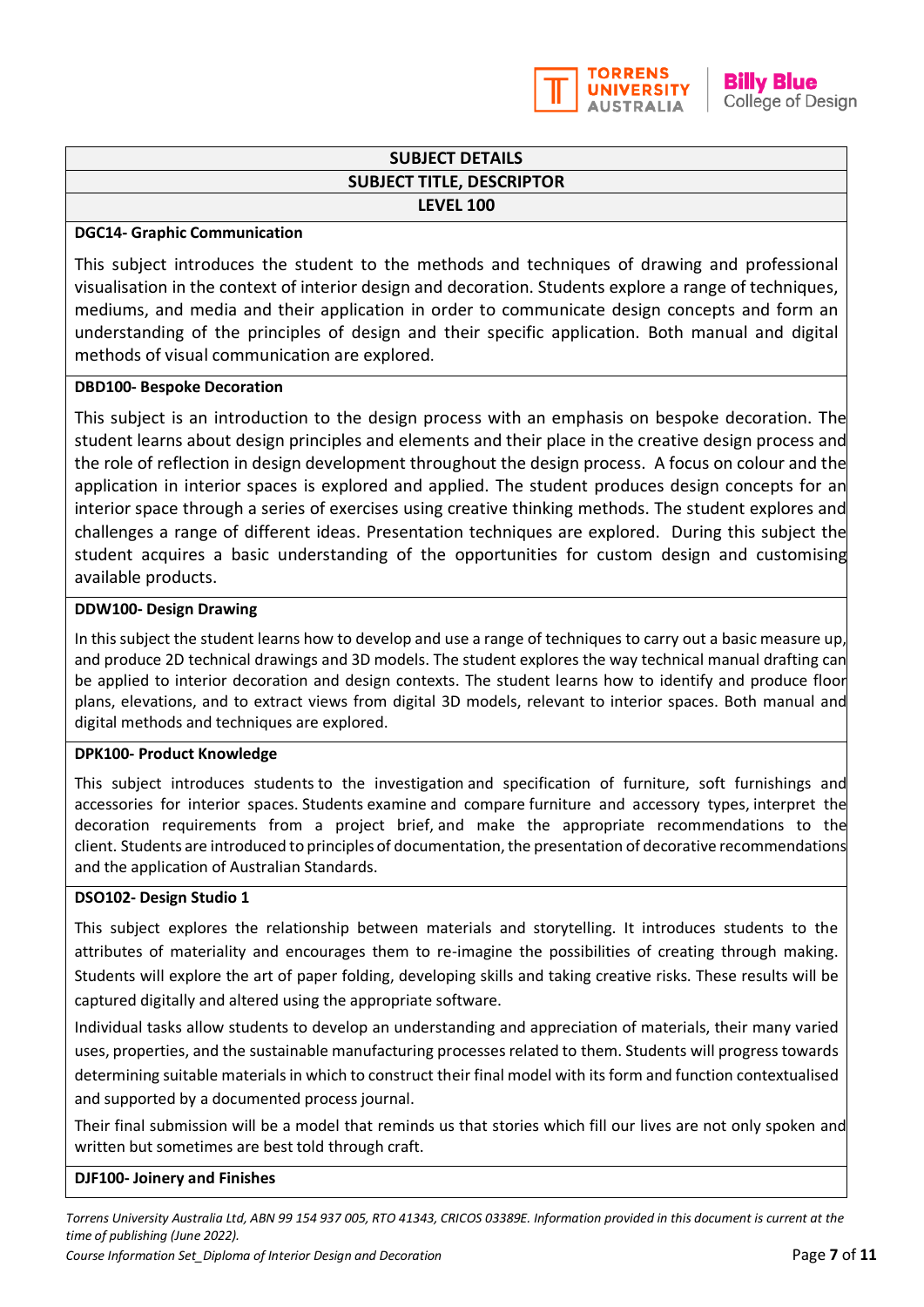## SUBJECT DETAILS

### SUBJECT TITLE, DESCRIPTOR

### LEVEL 100

**DGC14- Graphic Communication**

This subject introduces the student to the methods and techniques of drawing and professional visualisation in the context of interior design and decoration. Students explore a range of techniques, mediums, and media and their application in order to communicate design concepts and form an understanding of the principles of design and their specific application. Both manual and digital methods of visual communication are explored.

**DBD100- Bespoke Decoration**

This subject is an introduction to the design process with an emphasis on bespoke decoration. The student learns about design principles and elements and their place in the creative design process and the role of reflection in design development throughout the design process. A focus on colour and the application in interior spaces is explored and applied. The student produces design concepts for an interior space through a series of exercises using creative thinking methods. The student explores and challenges a range of different ideas. Presentation techniques are explored. During this subject the student acquires a basic understanding of the opportunities for custom design and customising available products.

**DDW100- Design Drawing**

In this subject the student learns how to develop and use a range of techniques to carry out a basic measure up, and produce 2D technical drawings and 3D models. The student explores the way technical manual drafting can be applied to interior decoration and design contexts. The student learns how to identify and produce floor plans, elevations, and to extract views from digital 3D models, relevant to interior spaces. Both manual and digital methods and techniques are explored.

**DPK100- Product Knowledge**

This subject introduces students to the investigation and specification of furniture, soft furnishings and accessories for interior spaces. Students examine and compare furniture and accessory types, interpret the decoration requirements from a project brief, and make the appropriate recommendations to the client. Students are introduced to principles of documentation, the presentation of decorative recommendations and the application of Australian Standards.

**DSO102- Design Studio 1**

This subject explores the relationship between materials and storytelling. It introduces students to the attributes of materiality and encourages them to re-imagine the possibilities of creating through making. Students will explore the art of paper folding, developing skills and taking creative risks. These results will be captured digitally and altered using the appropriate software.

Individual tasks allow students to develop an understanding and appreciation of materials, their many varied uses, properties, and the sustainable manufacturing processes related to them. Students will progress towards determining suitable materials in which to construct their final model with its form and function contextualised and supported by a documented process journal.

Their final submission will be a model that reminds us that stories which fill our lives are not only spoken and written but sometimes are best told through craft.

**DJF100- Joinery and Finishes**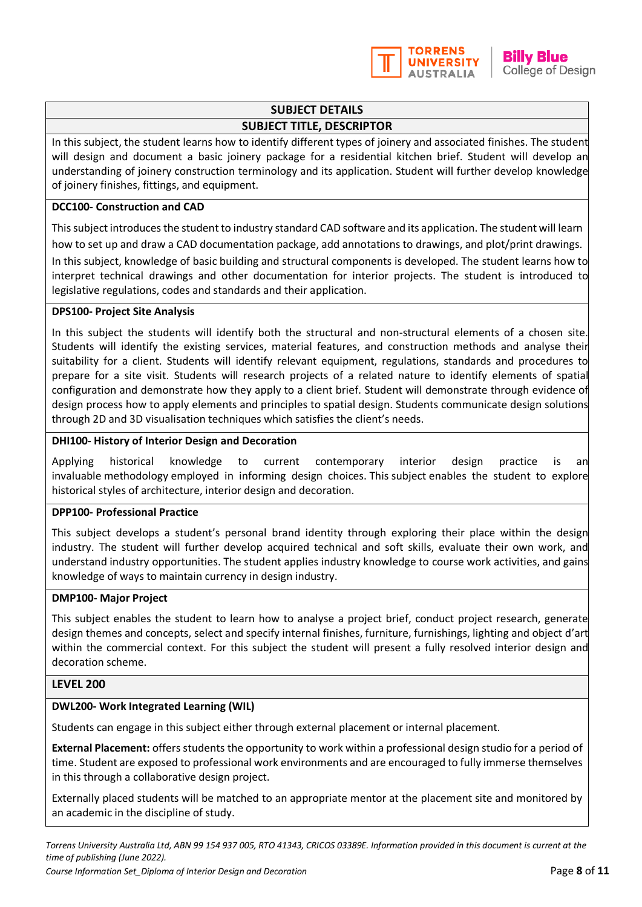## SUBJECT DETAILS

### SUBJECT TITLE, DESCRIPTOR

In this subject, the student learns how to identify different types of joinery and associated finishes. The student will design and document a basic joinery package for a residential kitchen brief. Student will develop an understanding of joinery construction terminology and its application. Student will further develop knowledge of joinery finishes, fittings, and equipment.

**DCC100- Construction and CAD**

This subject introduces the student to industry standard CAD software and its application. The student will learn how to set up and draw a CAD documentation package, add annotations to drawings, and plot/print drawings. In this subject, knowledge of basic building and structural components is developed. The student learns how to interpret technical drawings and other documentation for interior projects. The student is introduced to legislative regulations, codes and standards and their application.

**DPS100- Project Site Analysis**

In this subject the students will identify both the structural and non-structural elements of a chosen site. Students will identify the existing services, material features, and construction methods and analyse their suitability for a client. Students will identify relevant equipment, regulations, standards and procedures to prepare for a site visit. Students will research projects of a related nature to identify elements of spatial configuration and demonstrate how they apply to a client brief. Student will demonstrate through evidence of design process how to apply elements and principles to spatial design. Students communicate design solutions through 2D and 3D visualisation techniques which satisfies the client's needs.

**DHI100- History of Interior Design and Decoration**

Applying historical knowledge to current contemporary interior design practice is an invaluable methodology employed in informing design choices. This subject enables the student to explore historical styles of architecture, interior design and decoration.

**DPP100- Professional Practice**

This subject develops a student's personal brand identity through exploring their place within the design industry. The student will further develop acquired technical and soft skills, evaluate their own work, and understand industry opportunities. The student applies industry knowledge to course work activities, and gains knowledge of ways to maintain currency in design industry.

**DMP100- Major Project**

This subject enables the student to learn how to analyse a project brief, conduct project research, generate design themes and concepts, select and specify internal finishes, furniture, furnishings, lighting and object d'art within the commercial context. For this subject the student will present a fully resolved interior design and decoration scheme.

### LEVEL 200

**DWL200- Work Integrated Learning (WIL)**

Students can engage in this subject either through external placement or internal placement.

**External Placement:** offers students the opportunity to work within a professional design studio for a period of time. Student are exposed to professional work environments and are encouraged to fully immerse themselves in this through a collaborative design project.

Externally placed students will be matched to an appropriate mentor at the placement site and monitored by an academic in the discipline of study.

*Torrens University Australia Ltd, ABN 99 154 937 005, RTO 41343, CRICOS 03389E. Information provided in this document is current at the time of publishing (June 2022).*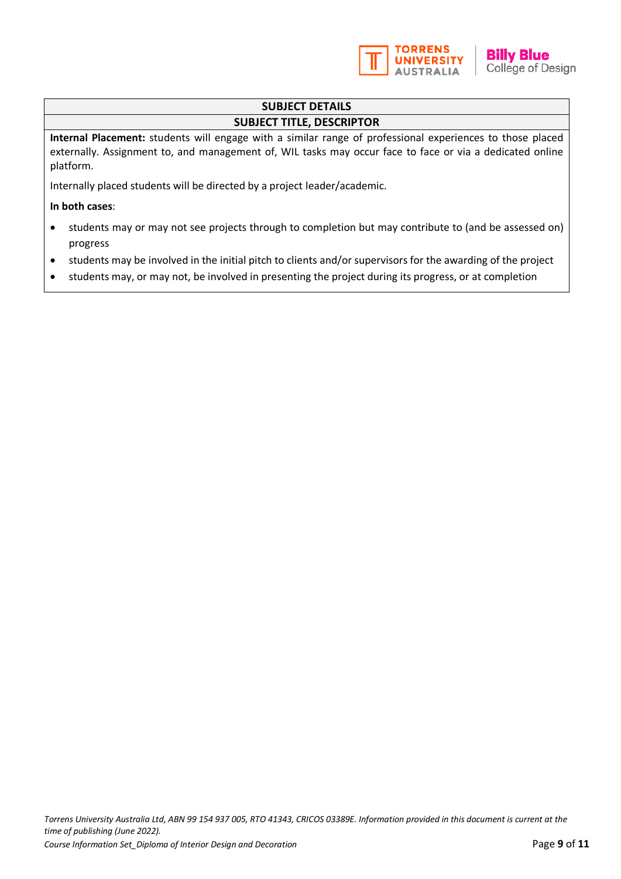| SUBJECT DETAILS |
| --- |
| **SUBJECT TITLE, DESCRIPTOR** |
| **Internal Placement:** students will engage with a similar range of professional experiences to those placed externally. Assignment to, and management of, WIL tasks may occur face to face or via a dedicated online platform.<br><br>Internally placed students will be directed by a project leader/academic.<br><br>**In both cases**:<br>• students may or may not see projects through to completion but may contribute to (and be assessed on) progress<br>• students may be involved in the initial pitch to clients and/or supervisors for the awarding of the project<br>• students may, or may not, be involved in presenting the project during its progress, or at completion |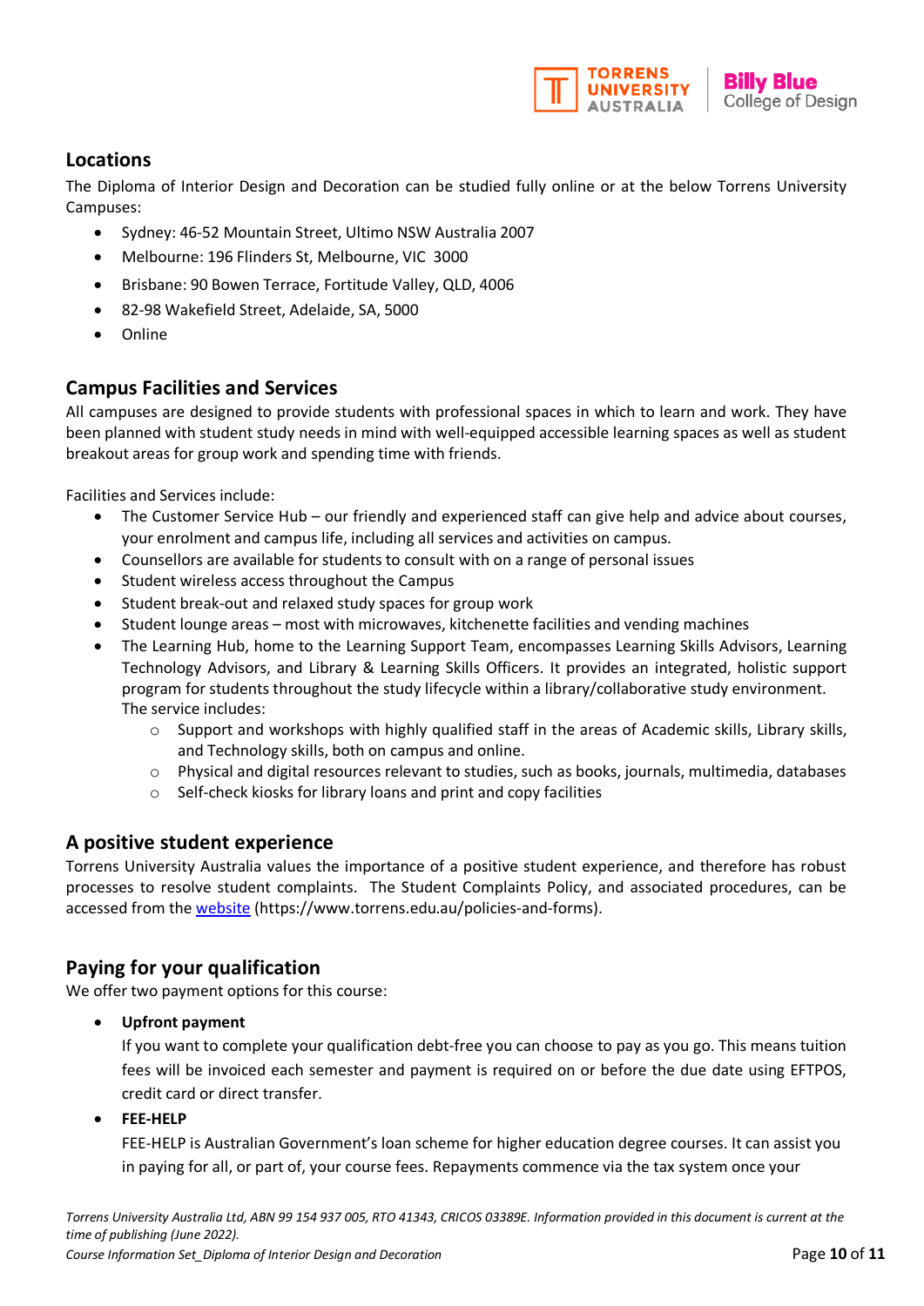## Locations

The Diploma of Interior Design and Decoration can be studied fully online or at the below Torrens University Campuses:

- Sydney: 46-52 Mountain Street, Ultimo NSW Australia 2007
- Melbourne: 196 Flinders St, Melbourne, VIC 3000
- Brisbane: 90 Bowen Terrace, Fortitude Valley, QLD, 4006
- 82-98 Wakefield Street, Adelaide, SA, 5000
- Online

## Campus Facilities and Services

All campuses are designed to provide students with professional spaces in which to learn and work. They have been planned with student study needs in mind with well-equipped accessible learning spaces as well as student breakout areas for group work and spending time with friends.

Facilities and Services include:

- The Customer Service Hub – our friendly and experienced staff can give help and advice about courses, your enrolment and campus life, including all services and activities on campus.
- Counsellors are available for students to consult with on a range of personal issues
- Student wireless access throughout the Campus
- Student break-out and relaxed study spaces for group work
- Student lounge areas – most with microwaves, kitchenette facilities and vending machines
- The Learning Hub, home to the Learning Support Team, encompasses Learning Skills Advisors, Learning Technology Advisors, and Library & Learning Skills Officers. It provides an integrated, holistic support program for students throughout the study lifecycle within a library/collaborative study environment. The service includes:
  - Support and workshops with highly qualified staff in the areas of Academic skills, Library skills, and Technology skills, both on campus and online.
  - Physical and digital resources relevant to studies, such as books, journals, multimedia, databases
  - Self-check kiosks for library loans and print and copy facilities

## A positive student experience

Torrens University Australia values the importance of a positive student experience, and therefore has robust processes to resolve student complaints. The Student Complaints Policy, and associated procedures, can be accessed from the website (https://www.torrens.edu.au/policies-and-forms).

## Paying for your qualification

We offer two payment options for this course:

- **Upfront payment**

  If you want to complete your qualification debt-free you can choose to pay as you go. This means tuition fees will be invoiced each semester and payment is required on or before the due date using EFTPOS, credit card or direct transfer.

- **FEE-HELP**

  FEE-HELP is Australian Government's loan scheme for higher education degree courses. It can assist you in paying for all, or part of, your course fees. Repayments commence via the tax system once your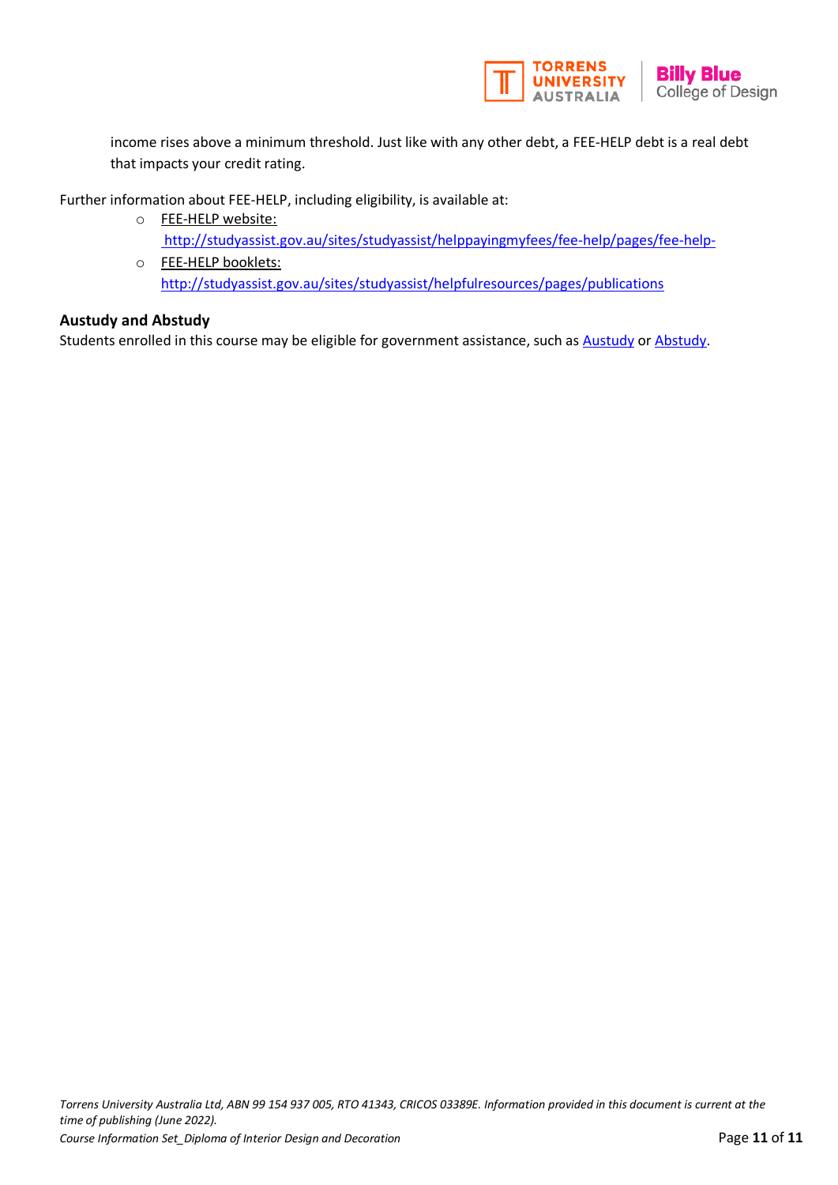income rises above a minimum threshold. Just like with any other debt, a FEE-HELP debt is a real debt that impacts your credit rating.

Further information about FEE-HELP, including eligibility, is available at:

- FEE-HELP website: http://studyassist.gov.au/sites/studyassist/helppayingmyfees/fee-help/pages/fee-help-
- FEE-HELP booklets: http://studyassist.gov.au/sites/studyassist/helpfulresources/pages/publications

**Austudy and Abstudy**

Students enrolled in this course may be eligible for government assistance, such as Austudy or Abstudy.

*Torrens University Australia Ltd, ABN 99 154 937 005, RTO 41343, CRICOS 03389E. Information provided in this document is current at the time of publishing (June 2022).*